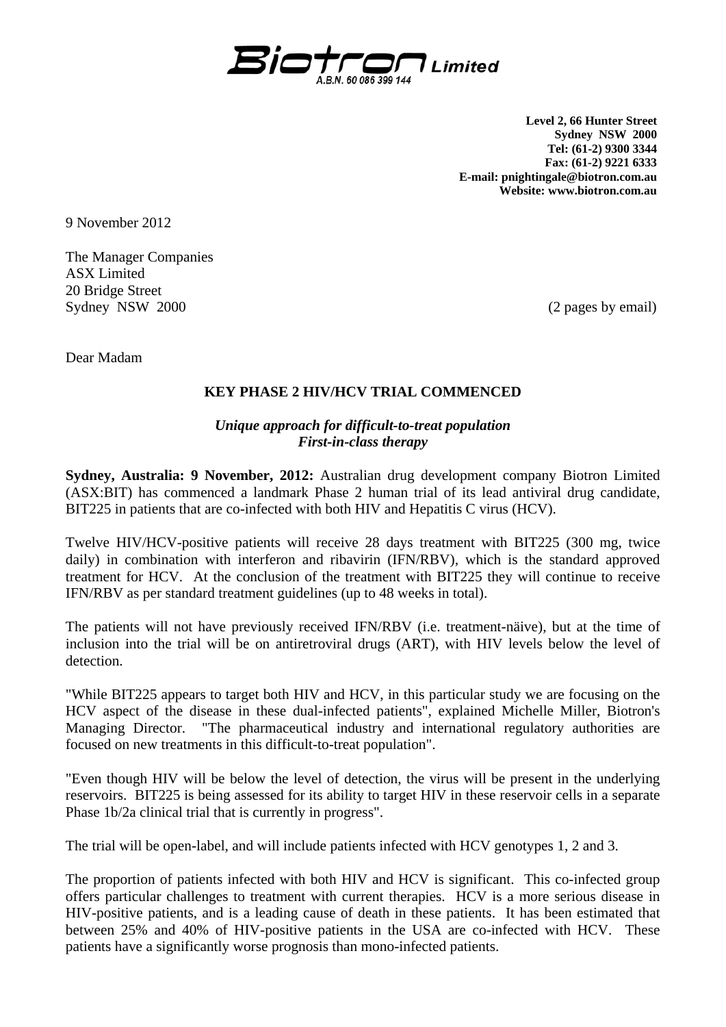**Biotron Limited**
A.B.N. 60 086 399 144

**Level 2, 66 Hunter Street**
**Sydney NSW 2000**
**Tel: (61-2) 9300 3344**
**Fax: (61-2) 9221 6333**
**E-mail: pnightingale@biotron.com.au**
**Website: www.biotron.com.au**

9 November 2012

The Manager Companies
ASX Limited
20 Bridge Street
Sydney NSW 2000

(2 pages by email)

Dear Madam

## KEY PHASE 2 HIV/HCV TRIAL COMMENCED

***Unique approach for difficult-to-treat population***
***First-in-class therapy***

**Sydney, Australia: 9 November, 2012:** Australian drug development company Biotron Limited (ASX:BIT) has commenced a landmark Phase 2 human trial of its lead antiviral drug candidate, BIT225 in patients that are co-infected with both HIV and Hepatitis C virus (HCV).

Twelve HIV/HCV-positive patients will receive 28 days treatment with BIT225 (300 mg, twice daily) in combination with interferon and ribavirin (IFN/RBV), which is the standard approved treatment for HCV. At the conclusion of the treatment with BIT225 they will continue to receive IFN/RBV as per standard treatment guidelines (up to 48 weeks in total).

The patients will not have previously received IFN/RBV (i.e. treatment-näive), but at the time of inclusion into the trial will be on antiretroviral drugs (ART), with HIV levels below the level of detection.

"While BIT225 appears to target both HIV and HCV, in this particular study we are focusing on the HCV aspect of the disease in these dual-infected patients", explained Michelle Miller, Biotron's Managing Director. "The pharmaceutical industry and international regulatory authorities are focused on new treatments in this difficult-to-treat population".

"Even though HIV will be below the level of detection, the virus will be present in the underlying reservoirs. BIT225 is being assessed for its ability to target HIV in these reservoir cells in a separate Phase 1b/2a clinical trial that is currently in progress".

The trial will be open-label, and will include patients infected with HCV genotypes 1, 2 and 3.

The proportion of patients infected with both HIV and HCV is significant. This co-infected group offers particular challenges to treatment with current therapies. HCV is a more serious disease in HIV-positive patients, and is a leading cause of death in these patients. It has been estimated that between 25% and 40% of HIV-positive patients in the USA are co-infected with HCV. These patients have a significantly worse prognosis than mono-infected patients.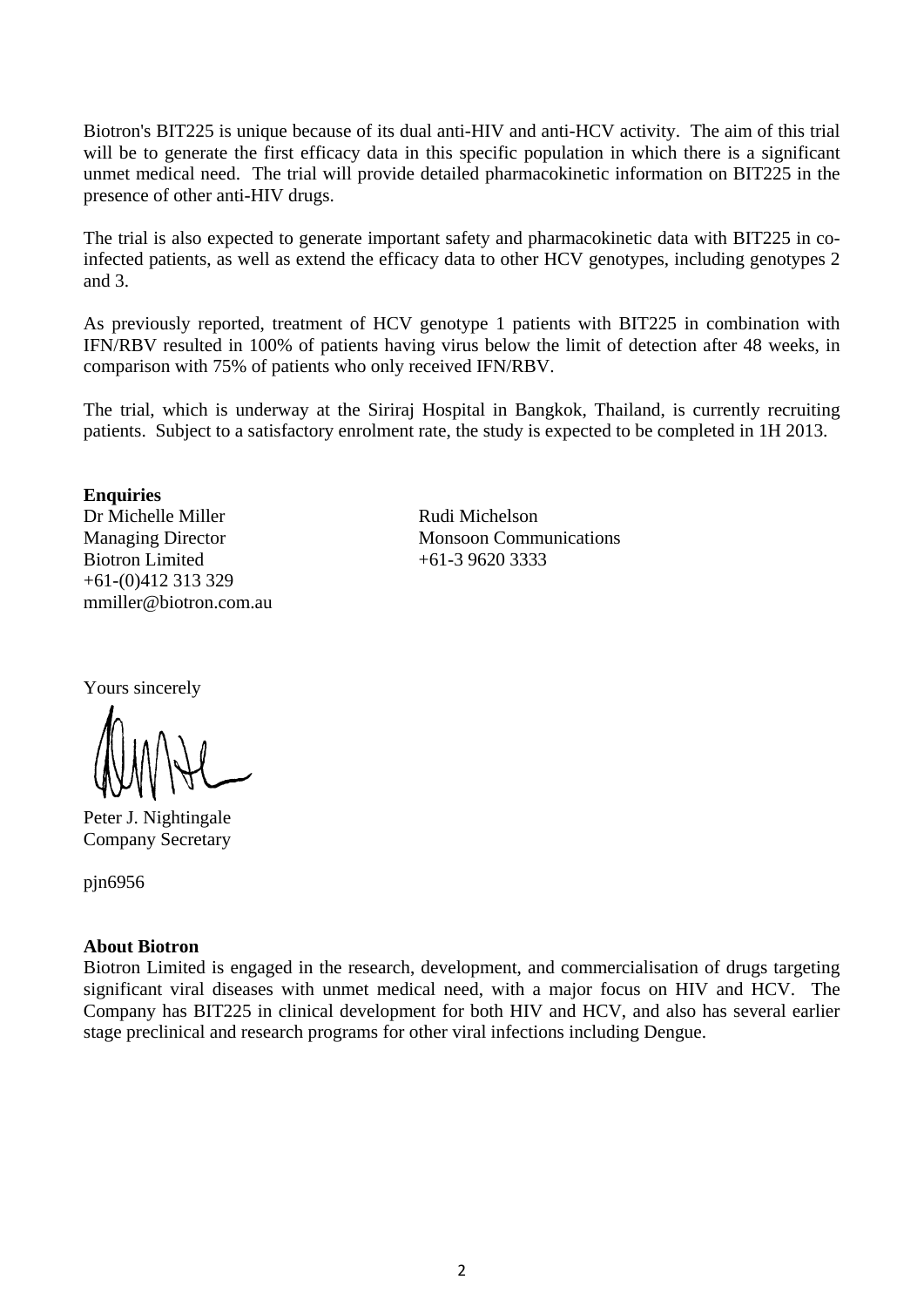Biotron's BIT225 is unique because of its dual anti-HIV and anti-HCV activity. The aim of this trial will be to generate the first efficacy data in this specific population in which there is a significant unmet medical need. The trial will provide detailed pharmacokinetic information on BIT225 in the presence of other anti-HIV drugs.

The trial is also expected to generate important safety and pharmacokinetic data with BIT225 in co-infected patients, as well as extend the efficacy data to other HCV genotypes, including genotypes 2 and 3.

As previously reported, treatment of HCV genotype 1 patients with BIT225 in combination with IFN/RBV resulted in 100% of patients having virus below the limit of detection after 48 weeks, in comparison with 75% of patients who only received IFN/RBV.

The trial, which is underway at the Siriraj Hospital in Bangkok, Thailand, is currently recruiting patients. Subject to a satisfactory enrolment rate, the study is expected to be completed in 1H 2013.

**Enquiries**

Dr Michelle Miller
Managing Director
Biotron Limited
+61-(0)412 313 329
mmiller@biotron.com.au

Rudi Michelson
Monsoon Communications
+61-3 9620 3333

Yours sincerely

Peter J. Nightingale
Company Secretary

pjn6956

**About Biotron**

Biotron Limited is engaged in the research, development, and commercialisation of drugs targeting significant viral diseases with unmet medical need, with a major focus on HIV and HCV. The Company has BIT225 in clinical development for both HIV and HCV, and also has several earlier stage preclinical and research programs for other viral infections including Dengue.